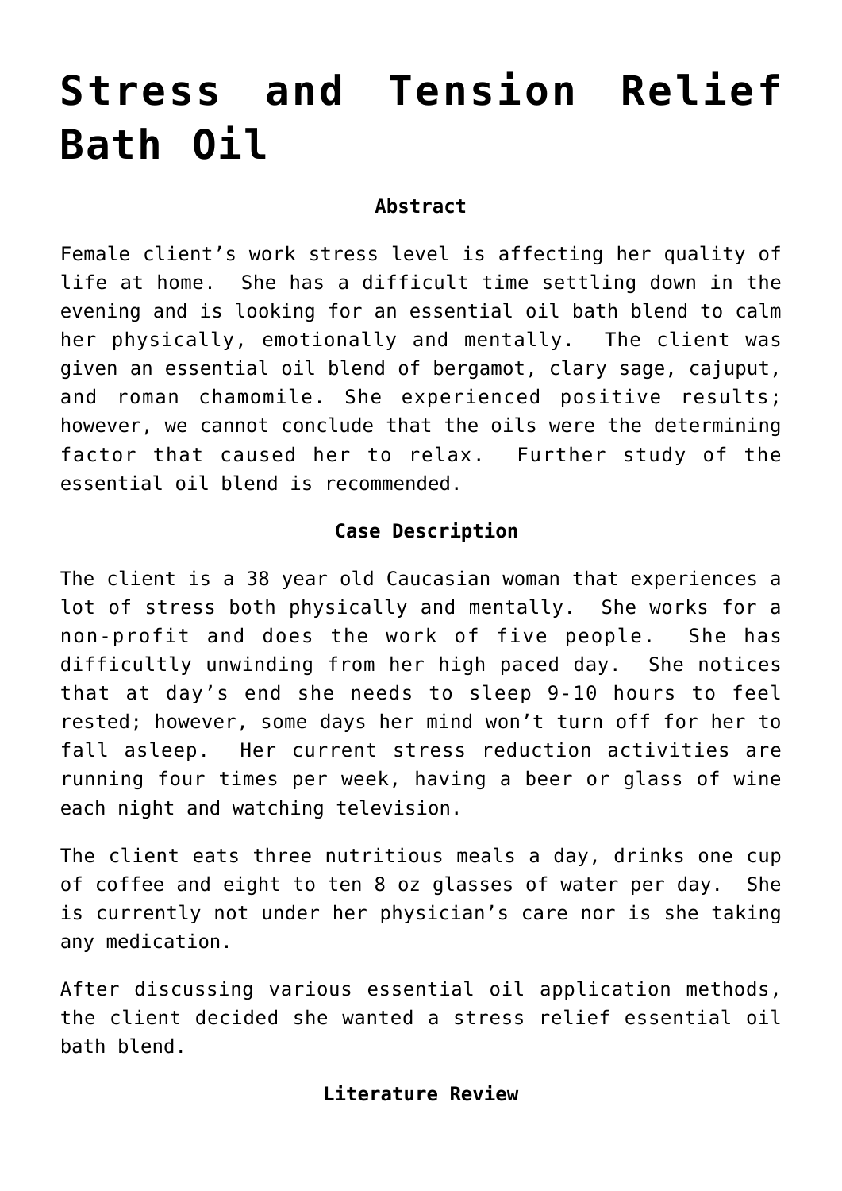# Stress and Tension Relief Bath Oil

**Abstract**

Female client's work stress level is affecting her quality of life at home. She has a difficult time settling down in the evening and is looking for an essential oil bath blend to calm her physically, emotionally and mentally. The client was given an essential oil blend of bergamot, clary sage, cajuput, and roman chamomile. She experienced positive results; however, we cannot conclude that the oils were the determining factor that caused her to relax. Further study of the essential oil blend is recommended.

**Case Description**

The client is a 38 year old Caucasian woman that experiences a lot of stress both physically and mentally. She works for a non-profit and does the work of five people. She has difficultly unwinding from her high paced day. She notices that at day's end she needs to sleep 9-10 hours to feel rested; however, some days her mind won't turn off for her to fall asleep. Her current stress reduction activities are running four times per week, having a beer or glass of wine each night and watching television.

The client eats three nutritious meals a day, drinks one cup of coffee and eight to ten 8 oz glasses of water per day. She is currently not under her physician's care nor is she taking any medication.

After discussing various essential oil application methods, the client decided she wanted a stress relief essential oil bath blend.

**Literature Review**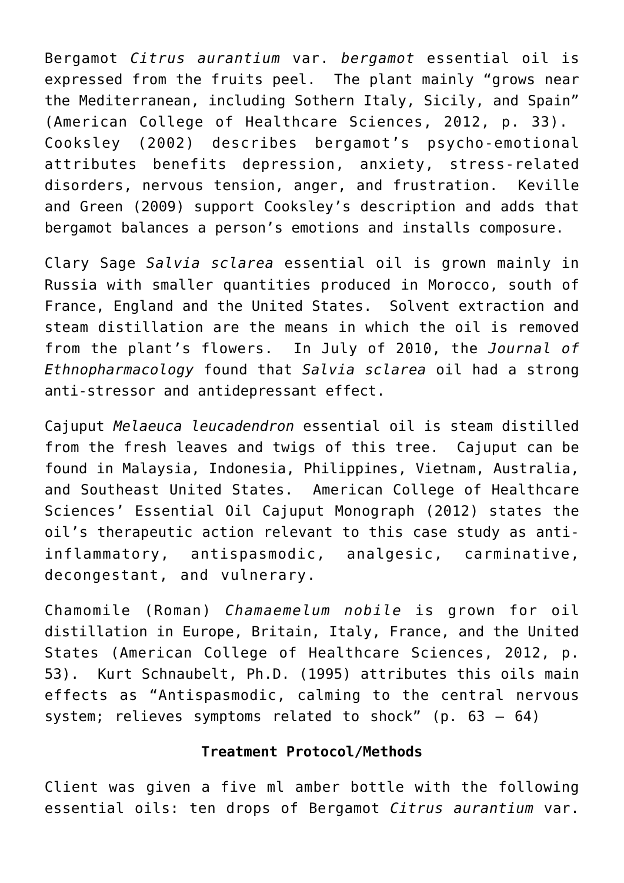Bergamot *Citrus aurantium* var. *bergamot* essential oil is expressed from the fruits peel. The plant mainly "grows near the Mediterranean, including Sothern Italy, Sicily, and Spain" (American College of Healthcare Sciences, 2012, p. 33). Cooksley (2002) describes bergamot's psycho-emotional attributes benefits depression, anxiety, stress-related disorders, nervous tension, anger, and frustration. Keville and Green (2009) support Cooksley's description and adds that bergamot balances a person's emotions and installs composure.

Clary Sage *Salvia sclarea* essential oil is grown mainly in Russia with smaller quantities produced in Morocco, south of France, England and the United States. Solvent extraction and steam distillation are the means in which the oil is removed from the plant's flowers. In July of 2010, the *Journal of Ethnopharmacology* found that *Salvia sclarea* oil had a strong anti-stressor and antidepressant effect.

Cajuput *Melaeuca leucadendron* essential oil is steam distilled from the fresh leaves and twigs of this tree. Cajuput can be found in Malaysia, Indonesia, Philippines, Vietnam, Australia, and Southeast United States. American College of Healthcare Sciences' Essential Oil Cajuput Monograph (2012) states the oil's therapeutic action relevant to this case study as anti-inflammatory, antispasmodic, analgesic, carminative, decongestant, and vulnerary.

Chamomile (Roman) *Chamaemelum nobile* is grown for oil distillation in Europe, Britain, Italy, France, and the United States (American College of Healthcare Sciences, 2012, p. 53). Kurt Schnaubelt, Ph.D. (1995) attributes this oils main effects as "Antispasmodic, calming to the central nervous system; relieves symptoms related to shock" (p. 63 – 64)

**Treatment Protocol/Methods**

Client was given a five ml amber bottle with the following essential oils: ten drops of Bergamot *Citrus aurantium* var.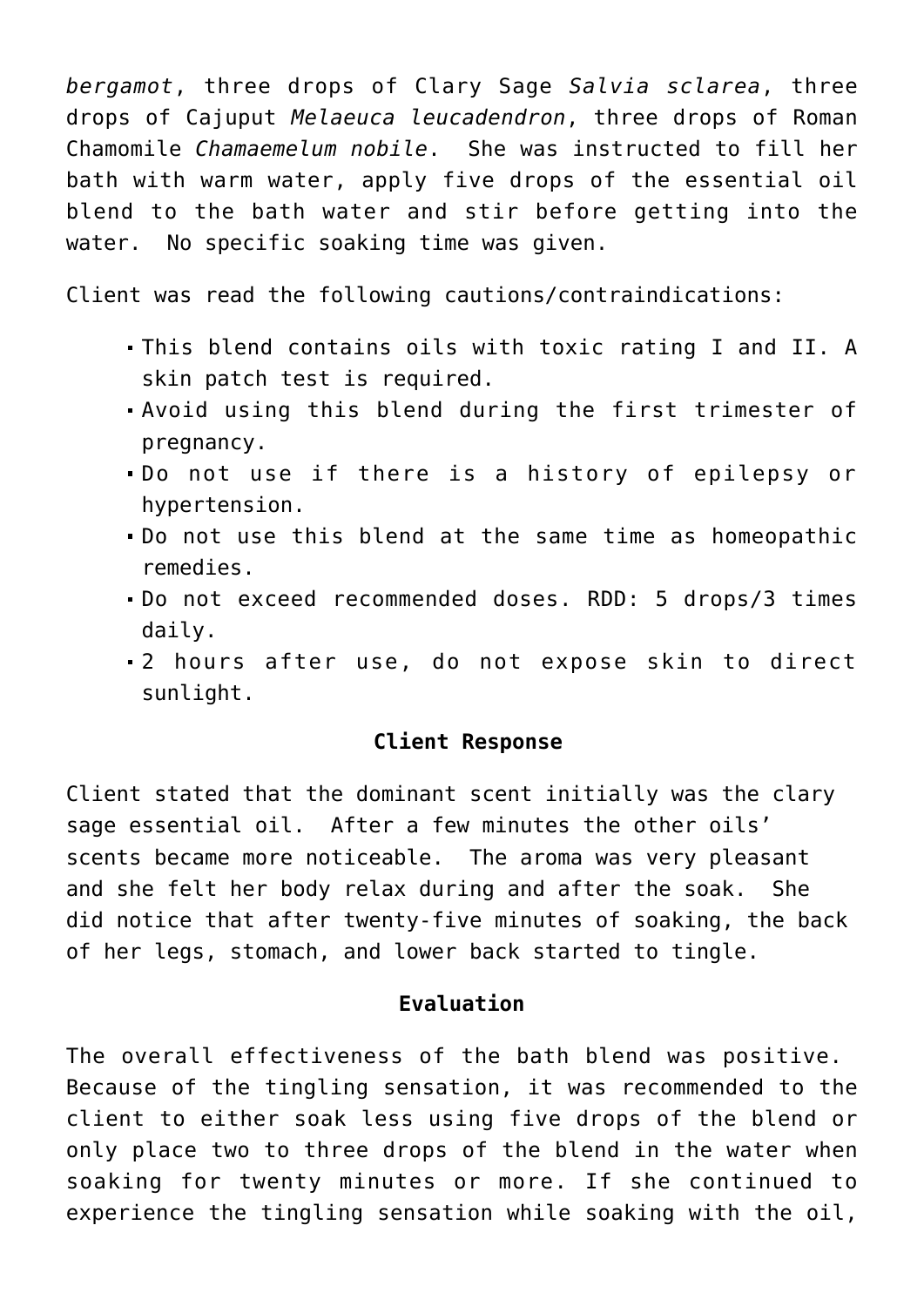*bergamot*, three drops of Clary Sage *Salvia sclarea*, three drops of Cajuput *Melaeuca leucadendron*, three drops of Roman Chamomile *Chamaemelum nobile*. She was instructed to fill her bath with warm water, apply five drops of the essential oil blend to the bath water and stir before getting into the water. No specific soaking time was given.

Client was read the following cautions/contraindications:

- This blend contains oils with toxic rating I and II. A skin patch test is required.
- Avoid using this blend during the first trimester of pregnancy.
- Do not use if there is a history of epilepsy or hypertension.
- Do not use this blend at the same time as homeopathic remedies.
- Do not exceed recommended doses. RDD: 5 drops/3 times daily.
- 2 hours after use, do not expose skin to direct sunlight.

**Client Response**

Client stated that the dominant scent initially was the clary sage essential oil. After a few minutes the other oils' scents became more noticeable. The aroma was very pleasant and she felt her body relax during and after the soak. She did notice that after twenty-five minutes of soaking, the back of her legs, stomach, and lower back started to tingle.

**Evaluation**

The overall effectiveness of the bath blend was positive. Because of the tingling sensation, it was recommended to the client to either soak less using five drops of the blend or only place two to three drops of the blend in the water when soaking for twenty minutes or more. If she continued to experience the tingling sensation while soaking with the oil,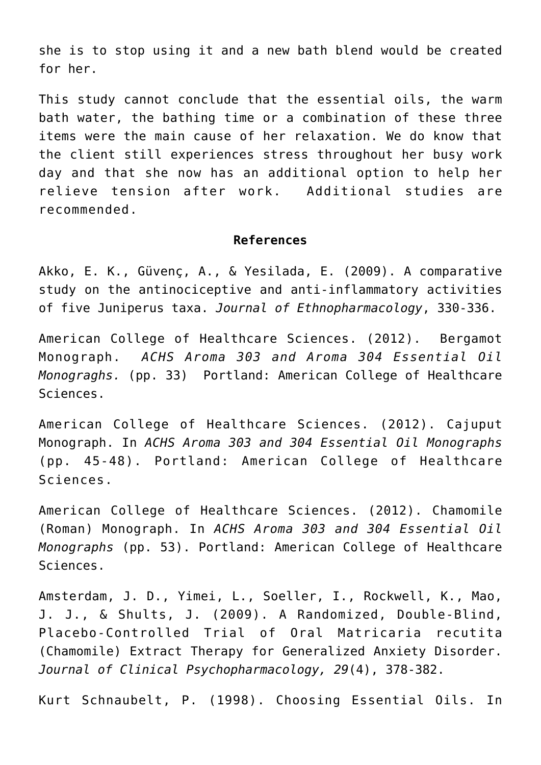she is to stop using it and a new bath blend would be created for her.

This study cannot conclude that the essential oils, the warm bath water, the bathing time or a combination of these three items were the main cause of her relaxation. We do know that the client still experiences stress throughout her busy work day and that she now has an additional option to help her relieve tension after work. Additional studies are recommended.

**References**

Akko, E. K., Güvenç, A., & Yesilada, E. (2009). A comparative study on the antinociceptive and anti-inflammatory activities of five Juniperus taxa. *Journal of Ethnopharmacology*, 330-336.

American College of Healthcare Sciences. (2012). Bergamot Monograph. *ACHS Aroma 303 and Aroma 304 Essential Oil Monograghs.* (pp. 33) Portland: American College of Healthcare Sciences.

American College of Healthcare Sciences. (2012). Cajuput Monograph. In *ACHS Aroma 303 and 304 Essential Oil Monographs* (pp. 45-48). Portland: American College of Healthcare Sciences.

American College of Healthcare Sciences. (2012). Chamomile (Roman) Monograph. In *ACHS Aroma 303 and 304 Essential Oil Monographs* (pp. 53). Portland: American College of Healthcare Sciences.

Amsterdam, J. D., Yimei, L., Soeller, I., Rockwell, K., Mao, J. J., & Shults, J. (2009). A Randomized, Double-Blind, Placebo-Controlled Trial of Oral Matricaria recutita (Chamomile) Extract Therapy for Generalized Anxiety Disorder. *Journal of Clinical Psychopharmacology, 29*(4), 378-382.

Kurt Schnaubelt, P. (1998). Choosing Essential Oils. In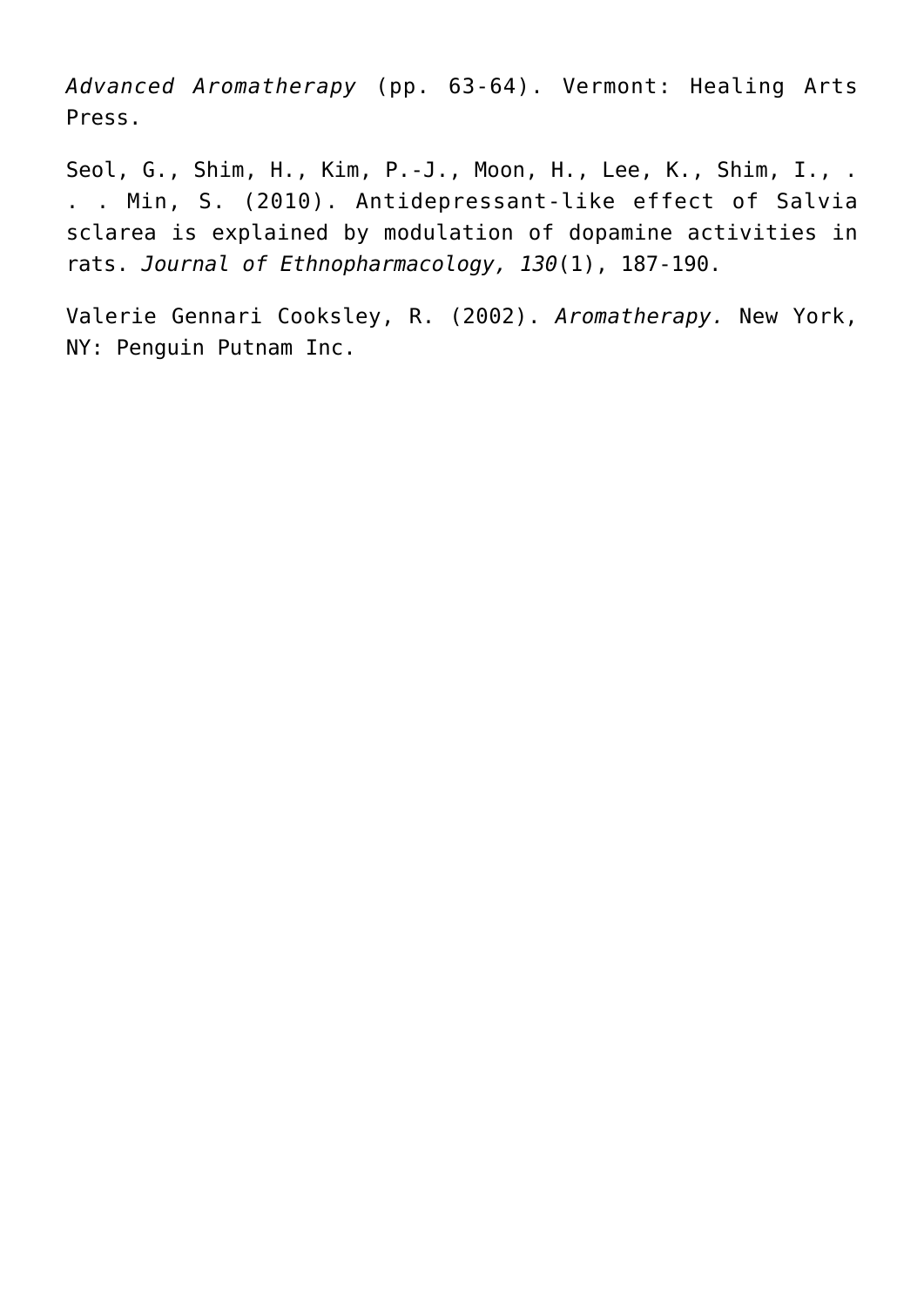*Advanced Aromatherapy* (pp. 63-64). Vermont: Healing Arts Press.

Seol, G., Shim, H., Kim, P.-J., Moon, H., Lee, K., Shim, I., . . . Min, S. (2010). Antidepressant-like effect of Salvia sclarea is explained by modulation of dopamine activities in rats. *Journal of Ethnopharmacology, 130*(1), 187-190.

Valerie Gennari Cooksley, R. (2002). *Aromatherapy.* New York, NY: Penguin Putnam Inc.